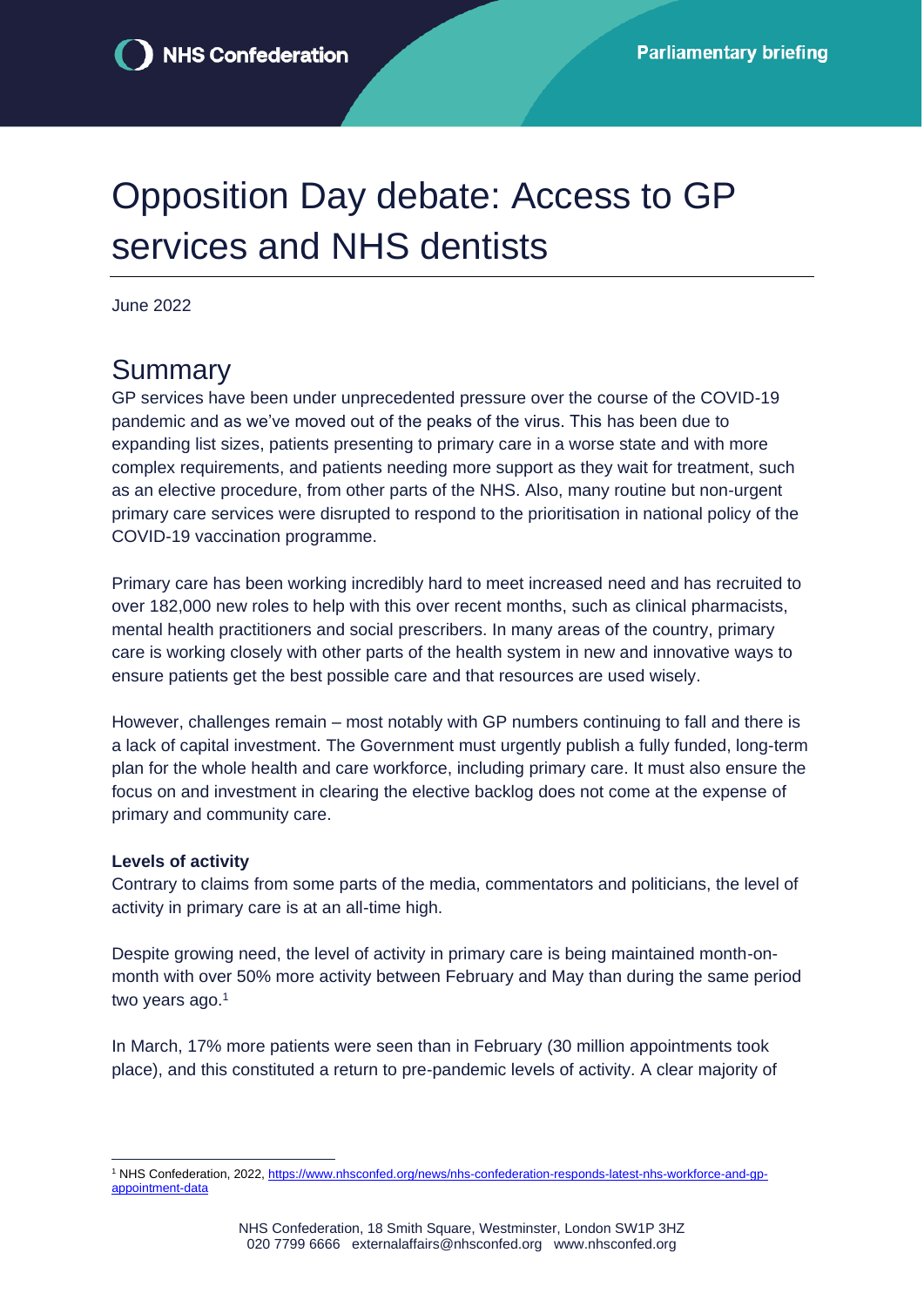NHS Confederation

Parliamentary briefing

# Opposition Day debate: Access to GP services and NHS dentists

June 2022

## Summary

GP services have been under unprecedented pressure over the course of the COVID-19 pandemic and as we've moved out of the peaks of the virus. This has been due to expanding list sizes, patients presenting to primary care in a worse state and with more complex requirements, and patients needing more support as they wait for treatment, such as an elective procedure, from other parts of the NHS. Also, many routine but non-urgent primary care services were disrupted to respond to the prioritisation in national policy of the COVID-19 vaccination programme.

Primary care has been working incredibly hard to meet increased need and has recruited to over 182,000 new roles to help with this over recent months, such as clinical pharmacists, mental health practitioners and social prescribers. In many areas of the country, primary care is working closely with other parts of the health system in new and innovative ways to ensure patients get the best possible care and that resources are used wisely.

However, challenges remain – most notably with GP numbers continuing to fall and there is a lack of capital investment. The Government must urgently publish a fully funded, long-term plan for the whole health and care workforce, including primary care. It must also ensure the focus on and investment in clearing the elective backlog does not come at the expense of primary and community care.

**Levels of activity**

Contrary to claims from some parts of the media, commentators and politicians, the level of activity in primary care is at an all-time high.

Despite growing need, the level of activity in primary care is being maintained month-on-month with over 50% more activity between February and May than during the same period two years ago.[1]

In March, 17% more patients were seen than in February (30 million appointments took place), and this constituted a return to pre-pandemic levels of activity. A clear majority of

[1] NHS Confederation, 2022, https://www.nhsconfed.org/news/nhs-confederation-responds-latest-nhs-workforce-and-gp-appointment-data

NHS Confederation, 18 Smith Square, Westminster, London SW1P 3HZ
020 7799 6666 externalaffairs@nhsconfed.org www.nhsconfed.org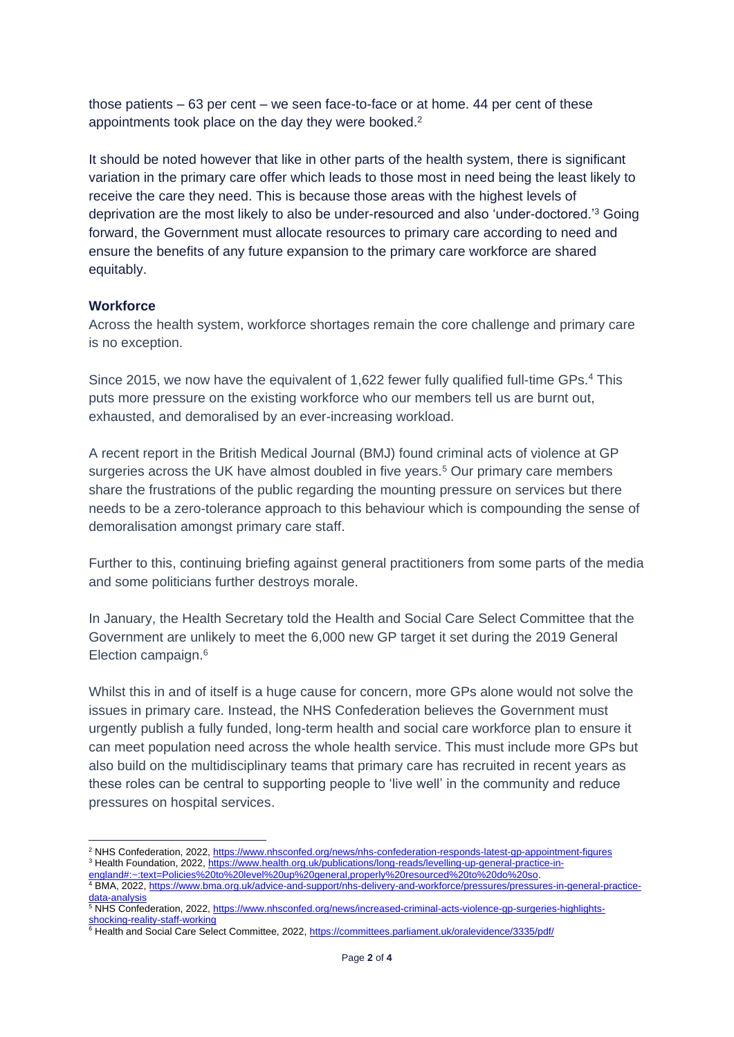those patients – 63 per cent – we seen face-to-face or at home. 44 per cent of these appointments took place on the day they were booked.[2]

It should be noted however that like in other parts of the health system, there is significant variation in the primary care offer which leads to those most in need being the least likely to receive the care they need. This is because those areas with the highest levels of deprivation are the most likely to also be under-resourced and also 'under-doctored.'[3] Going forward, the Government must allocate resources to primary care according to need and ensure the benefits of any future expansion to the primary care workforce are shared equitably.

**Workforce**

Across the health system, workforce shortages remain the core challenge and primary care is no exception.

Since 2015, we now have the equivalent of 1,622 fewer fully qualified full-time GPs.[4] This puts more pressure on the existing workforce who our members tell us are burnt out, exhausted, and demoralised by an ever-increasing workload.

A recent report in the British Medical Journal (BMJ) found criminal acts of violence at GP surgeries across the UK have almost doubled in five years.[5] Our primary care members share the frustrations of the public regarding the mounting pressure on services but there needs to be a zero-tolerance approach to this behaviour which is compounding the sense of demoralisation amongst primary care staff.

Further to this, continuing briefing against general practitioners from some parts of the media and some politicians further destroys morale.

In January, the Health Secretary told the Health and Social Care Select Committee that the Government are unlikely to meet the 6,000 new GP target it set during the 2019 General Election campaign.[6]

Whilst this in and of itself is a huge cause for concern, more GPs alone would not solve the issues in primary care. Instead, the NHS Confederation believes the Government must urgently publish a fully funded, long-term health and social care workforce plan to ensure it can meet population need across the whole health service. This must include more GPs but also build on the multidisciplinary teams that primary care has recruited in recent years as these roles can be central to supporting people to 'live well' in the community and reduce pressures on hospital services.

---

[2] NHS Confederation, 2022, https://www.nhsconfed.org/news/nhs-confederation-responds-latest-gp-appointment-figures

[3] Health Foundation, 2022, https://www.health.org.uk/publications/long-reads/levelling-up-general-practice-in-england#:~:text=Policies%20to%20level%20up%20general,properly%20resourced%20to%20do%20so.

[4] BMA, 2022, https://www.bma.org.uk/advice-and-support/nhs-delivery-and-workforce/pressures/pressures-in-general-practice-data-analysis

[5] NHS Confederation, 2022, https://www.nhsconfed.org/news/increased-criminal-acts-violence-gp-surgeries-highlights-shocking-reality-staff-working

[6] Health and Social Care Select Committee, 2022, https://committees.parliament.uk/oralevidence/3335/pdf/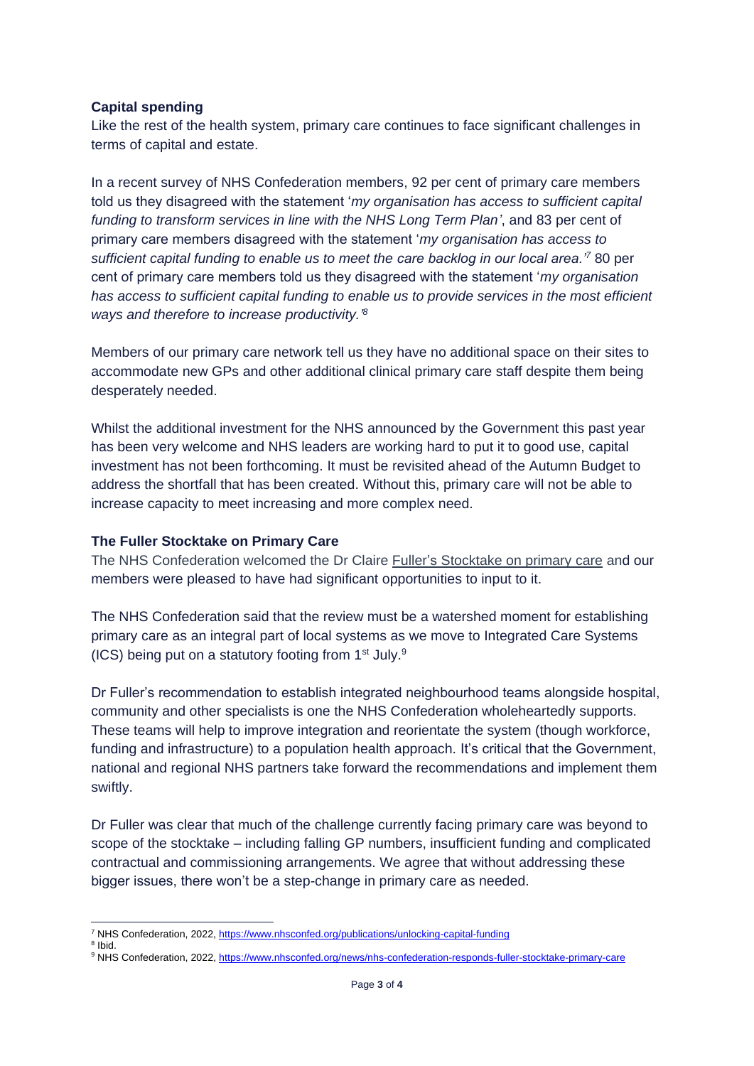**Capital spending**

Like the rest of the health system, primary care continues to face significant challenges in terms of capital and estate.

In a recent survey of NHS Confederation members, 92 per cent of primary care members told us they disagreed with the statement '*my organisation has access to sufficient capital funding to transform services in line with the NHS Long Term Plan'*, and 83 per cent of primary care members disagreed with the statement '*my organisation has access to sufficient capital funding to enable us to meet the care backlog in our local area.'*[7] 80 per cent of primary care members told us they disagreed with the statement '*my organisation has access to sufficient capital funding to enable us to provide services in the most efficient ways and therefore to increase productivity.'*[8]

Members of our primary care network tell us they have no additional space on their sites to accommodate new GPs and other additional clinical primary care staff despite them being desperately needed.

Whilst the additional investment for the NHS announced by the Government this past year has been very welcome and NHS leaders are working hard to put it to good use, capital investment has not been forthcoming. It must be revisited ahead of the Autumn Budget to address the shortfall that has been created. Without this, primary care will not be able to increase capacity to meet increasing and more complex need.

**The Fuller Stocktake on Primary Care**

The NHS Confederation welcomed the Dr Claire Fuller's Stocktake on primary care and our members were pleased to have had significant opportunities to input to it.

The NHS Confederation said that the review must be a watershed moment for establishing primary care as an integral part of local systems as we move to Integrated Care Systems (ICS) being put on a statutory footing from 1st July.[9]

Dr Fuller's recommendation to establish integrated neighbourhood teams alongside hospital, community and other specialists is one the NHS Confederation wholeheartedly supports. These teams will help to improve integration and reorientate the system (though workforce, funding and infrastructure) to a population health approach. It's critical that the Government, national and regional NHS partners take forward the recommendations and implement them swiftly.

Dr Fuller was clear that much of the challenge currently facing primary care was beyond to scope of the stocktake – including falling GP numbers, insufficient funding and complicated contractual and commissioning arrangements. We agree that without addressing these bigger issues, there won't be a step-change in primary care as needed.

---

[7] NHS Confederation, 2022, https://www.nhsconfed.org/publications/unlocking-capital-funding

[8] Ibid.

[9] NHS Confederation, 2022, https://www.nhsconfed.org/news/nhs-confederation-responds-fuller-stocktake-primary-care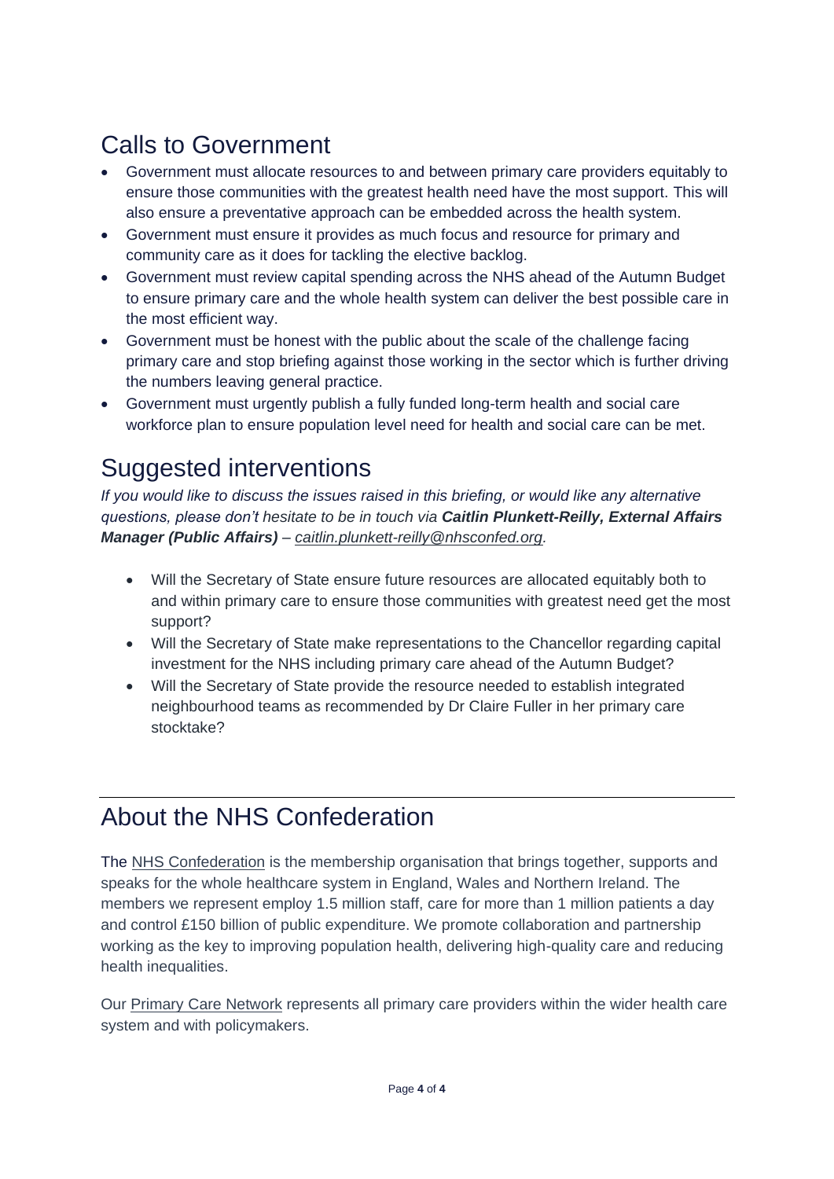## Calls to Government

- Government must allocate resources to and between primary care providers equitably to ensure those communities with the greatest health need have the most support. This will also ensure a preventative approach can be embedded across the health system.
- Government must ensure it provides as much focus and resource for primary and community care as it does for tackling the elective backlog.
- Government must review capital spending across the NHS ahead of the Autumn Budget to ensure primary care and the whole health system can deliver the best possible care in the most efficient way.
- Government must be honest with the public about the scale of the challenge facing primary care and stop briefing against those working in the sector which is further driving the numbers leaving general practice.
- Government must urgently publish a fully funded long-term health and social care workforce plan to ensure population level need for health and social care can be met.

## Suggested interventions

*If you would like to discuss the issues raised in this briefing, or would like any alternative questions, please don't hesitate to be in touch via **Caitlin Plunkett-Reilly, External Affairs Manager (Public Affairs)** – caitlin.plunkett-reilly@nhsconfed.org.*

- Will the Secretary of State ensure future resources are allocated equitably both to and within primary care to ensure those communities with greatest need get the most support?
- Will the Secretary of State make representations to the Chancellor regarding capital investment for the NHS including primary care ahead of the Autumn Budget?
- Will the Secretary of State provide the resource needed to establish integrated neighbourhood teams as recommended by Dr Claire Fuller in her primary care stocktake?

---

## About the NHS Confederation

The NHS Confederation is the membership organisation that brings together, supports and speaks for the whole healthcare system in England, Wales and Northern Ireland. The members we represent employ 1.5 million staff, care for more than 1 million patients a day and control £150 billion of public expenditure. We promote collaboration and partnership working as the key to improving population health, delivering high-quality care and reducing health inequalities.

Our Primary Care Network represents all primary care providers within the wider health care system and with policymakers.